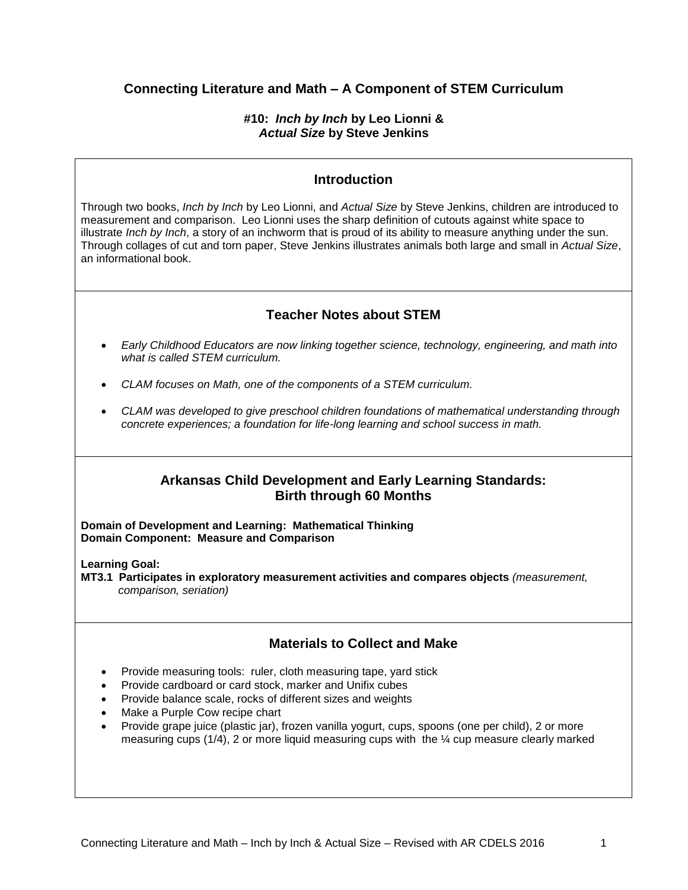# Connecting Literature and Math – A Component of STEM Curriculum

**#10: *Inch by Inch* by Leo Lionni &**
***Actual Size* by Steve Jenkins**

## Introduction

Through two books, *Inch by Inch* by Leo Lionni, and *Actual Size* by Steve Jenkins, children are introduced to measurement and comparison. Leo Lionni uses the sharp definition of cutouts against white space to illustrate *Inch by Inch*, a story of an inchworm that is proud of its ability to measure anything under the sun. Through collages of cut and torn paper, Steve Jenkins illustrates animals both large and small in *Actual Size*, an informational book.

## Teacher Notes about STEM

- *Early Childhood Educators are now linking together science, technology, engineering, and math into what is called STEM curriculum.*
- *CLAM focuses on Math, one of the components of a STEM curriculum.*
- *CLAM was developed to give preschool children foundations of mathematical understanding through concrete experiences; a foundation for life-long learning and school success in math.*

## Arkansas Child Development and Early Learning Standards: Birth through 60 Months

**Domain of Development and Learning: Mathematical Thinking**
**Domain Component: Measure and Comparison**

**Learning Goal:**
**MT3.1 Participates in exploratory measurement activities and compares objects** *(measurement, comparison, seriation)*

## Materials to Collect and Make

- Provide measuring tools: ruler, cloth measuring tape, yard stick
- Provide cardboard or card stock, marker and Unifix cubes
- Provide balance scale, rocks of different sizes and weights
- Make a Purple Cow recipe chart
- Provide grape juice (plastic jar), frozen vanilla yogurt, cups, spoons (one per child), 2 or more measuring cups (1/4), 2 or more liquid measuring cups with the ¼ cup measure clearly marked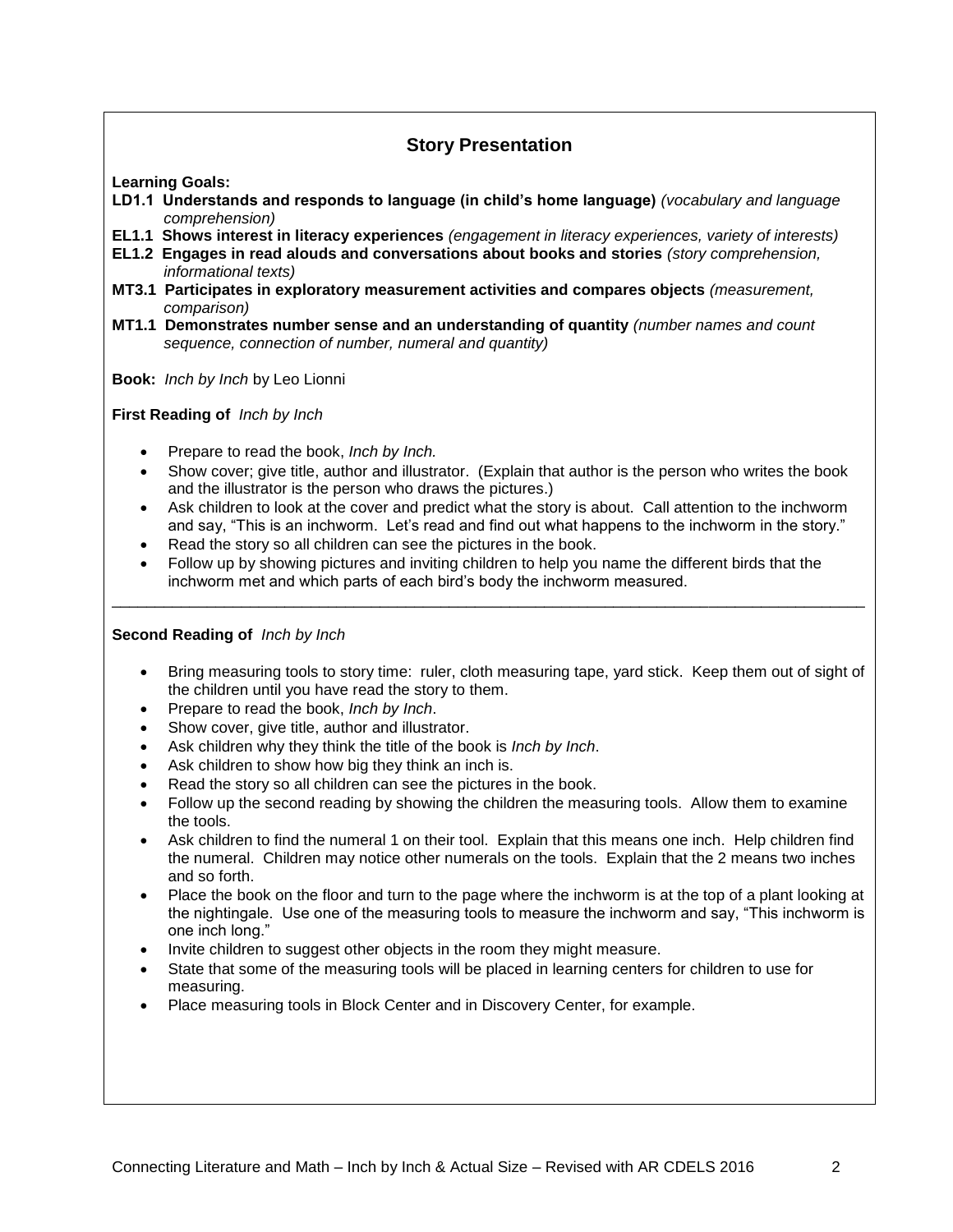## Story Presentation

**Learning Goals:**

**LD1.1 Understands and responds to language (in child's home language)** *(vocabulary and language comprehension)*

**EL1.1 Shows interest in literacy experiences** *(engagement in literacy experiences, variety of interests)*

**EL1.2 Engages in read alouds and conversations about books and stories** *(story comprehension, informational texts)*

**MT3.1 Participates in exploratory measurement activities and compares objects** *(measurement, comparison)*

**MT1.1 Demonstrates number sense and an understanding of quantity** *(number names and count sequence, connection of number, numeral and quantity)*

**Book:** *Inch by Inch* by Leo Lionni

**First Reading of** *Inch by Inch*

- Prepare to read the book, *Inch by Inch.*
- Show cover; give title, author and illustrator. (Explain that author is the person who writes the book and the illustrator is the person who draws the pictures.)
- Ask children to look at the cover and predict what the story is about. Call attention to the inchworm and say, "This is an inchworm. Let's read and find out what happens to the inchworm in the story."
- Read the story so all children can see the pictures in the book.
- Follow up by showing pictures and inviting children to help you name the different birds that the inchworm met and which parts of each bird's body the inchworm measured.

---

**Second Reading of** *Inch by Inch*

- Bring measuring tools to story time: ruler, cloth measuring tape, yard stick. Keep them out of sight of the children until you have read the story to them.
- Prepare to read the book, *Inch by Inch*.
- Show cover, give title, author and illustrator.
- Ask children why they think the title of the book is *Inch by Inch*.
- Ask children to show how big they think an inch is.
- Read the story so all children can see the pictures in the book.
- Follow up the second reading by showing the children the measuring tools. Allow them to examine the tools.
- Ask children to find the numeral 1 on their tool. Explain that this means one inch. Help children find the numeral. Children may notice other numerals on the tools. Explain that the 2 means two inches and so forth.
- Place the book on the floor and turn to the page where the inchworm is at the top of a plant looking at the nightingale. Use one of the measuring tools to measure the inchworm and say, "This inchworm is one inch long."
- Invite children to suggest other objects in the room they might measure.
- State that some of the measuring tools will be placed in learning centers for children to use for measuring.
- Place measuring tools in Block Center and in Discovery Center, for example.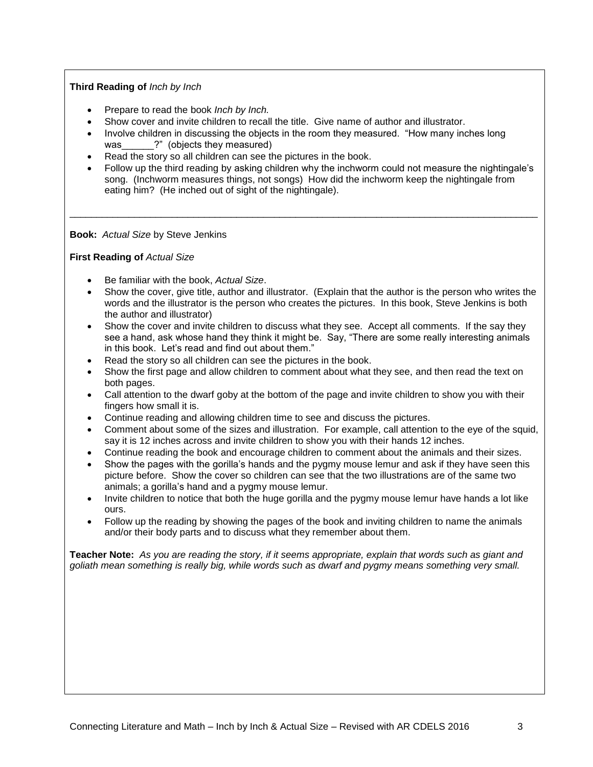**Third Reading of** *Inch by Inch*

- Prepare to read the book *Inch by Inch.*
- Show cover and invite children to recall the title. Give name of author and illustrator.
- Involve children in discussing the objects in the room they measured. "How many inches long was______?" (objects they measured)
- Read the story so all children can see the pictures in the book.
- Follow up the third reading by asking children why the inchworm could not measure the nightingale's song. (Inchworm measures things, not songs) How did the inchworm keep the nightingale from eating him? (He inched out of sight of the nightingale).

---

**Book:** *Actual Size* by Steve Jenkins

**First Reading of** *Actual Size*

- Be familiar with the book, *Actual Size*.
- Show the cover, give title, author and illustrator. (Explain that the author is the person who writes the words and the illustrator is the person who creates the pictures. In this book, Steve Jenkins is both the author and illustrator)
- Show the cover and invite children to discuss what they see. Accept all comments. If the say they see a hand, ask whose hand they think it might be. Say, "There are some really interesting animals in this book. Let's read and find out about them."
- Read the story so all children can see the pictures in the book.
- Show the first page and allow children to comment about what they see, and then read the text on both pages.
- Call attention to the dwarf goby at the bottom of the page and invite children to show you with their fingers how small it is.
- Continue reading and allowing children time to see and discuss the pictures.
- Comment about some of the sizes and illustration. For example, call attention to the eye of the squid, say it is 12 inches across and invite children to show you with their hands 12 inches.
- Continue reading the book and encourage children to comment about the animals and their sizes.
- Show the pages with the gorilla's hands and the pygmy mouse lemur and ask if they have seen this picture before. Show the cover so children can see that the two illustrations are of the same two animals; a gorilla's hand and a pygmy mouse lemur.
- Invite children to notice that both the huge gorilla and the pygmy mouse lemur have hands a lot like ours.
- Follow up the reading by showing the pages of the book and inviting children to name the animals and/or their body parts and to discuss what they remember about them.

**Teacher Note:** *As you are reading the story, if it seems appropriate, explain that words such as giant and goliath mean something is really big, while words such as dwarf and pygmy means something very small.*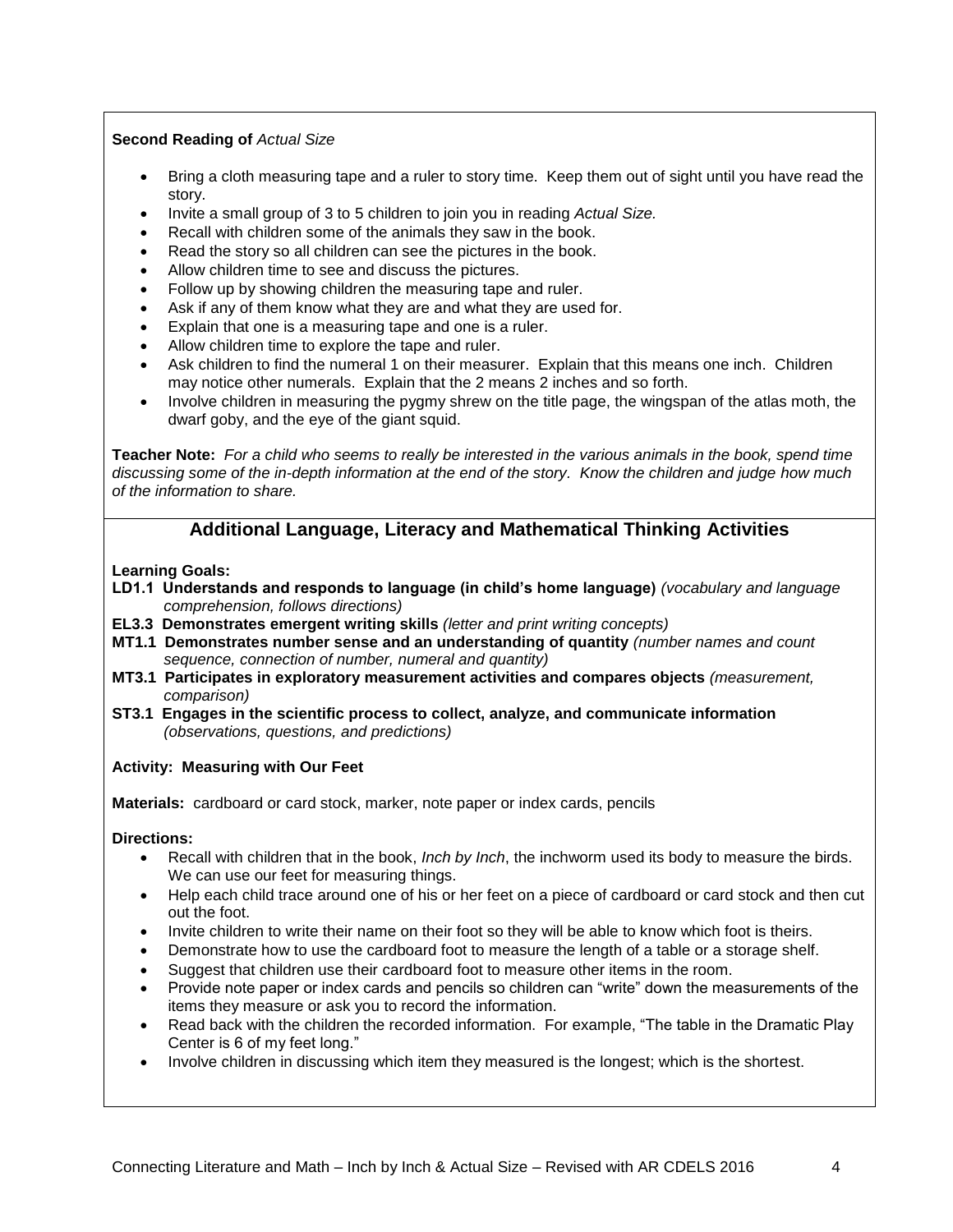**Second Reading of** *Actual Size*

- Bring a cloth measuring tape and a ruler to story time. Keep them out of sight until you have read the story.
- Invite a small group of 3 to 5 children to join you in reading *Actual Size.*
- Recall with children some of the animals they saw in the book.
- Read the story so all children can see the pictures in the book.
- Allow children time to see and discuss the pictures.
- Follow up by showing children the measuring tape and ruler.
- Ask if any of them know what they are and what they are used for.
- Explain that one is a measuring tape and one is a ruler.
- Allow children time to explore the tape and ruler.
- Ask children to find the numeral 1 on their measurer. Explain that this means one inch. Children may notice other numerals. Explain that the 2 means 2 inches and so forth.
- Involve children in measuring the pygmy shrew on the title page, the wingspan of the atlas moth, the dwarf goby, and the eye of the giant squid.

**Teacher Note:** *For a child who seems to really be interested in the various animals in the book, spend time discussing some of the in-depth information at the end of the story. Know the children and judge how much of the information to share.*

## Additional Language, Literacy and Mathematical Thinking Activities

**Learning Goals:**

**LD1.1 Understands and responds to language (in child's home language)** *(vocabulary and language comprehension, follows directions)*

**EL3.3 Demonstrates emergent writing skills** *(letter and print writing concepts)*

**MT1.1 Demonstrates number sense and an understanding of quantity** *(number names and count sequence, connection of number, numeral and quantity)*

**MT3.1 Participates in exploratory measurement activities and compares objects** *(measurement, comparison)*

**ST3.1 Engages in the scientific process to collect, analyze, and communicate information** *(observations, questions, and predictions)*

**Activity: Measuring with Our Feet**

**Materials:** cardboard or card stock, marker, note paper or index cards, pencils

**Directions:**

- Recall with children that in the book, *Inch by Inch*, the inchworm used its body to measure the birds. We can use our feet for measuring things.
- Help each child trace around one of his or her feet on a piece of cardboard or card stock and then cut out the foot.
- Invite children to write their name on their foot so they will be able to know which foot is theirs.
- Demonstrate how to use the cardboard foot to measure the length of a table or a storage shelf.
- Suggest that children use their cardboard foot to measure other items in the room.
- Provide note paper or index cards and pencils so children can "write" down the measurements of the items they measure or ask you to record the information.
- Read back with the children the recorded information. For example, "The table in the Dramatic Play Center is 6 of my feet long."
- Involve children in discussing which item they measured is the longest; which is the shortest.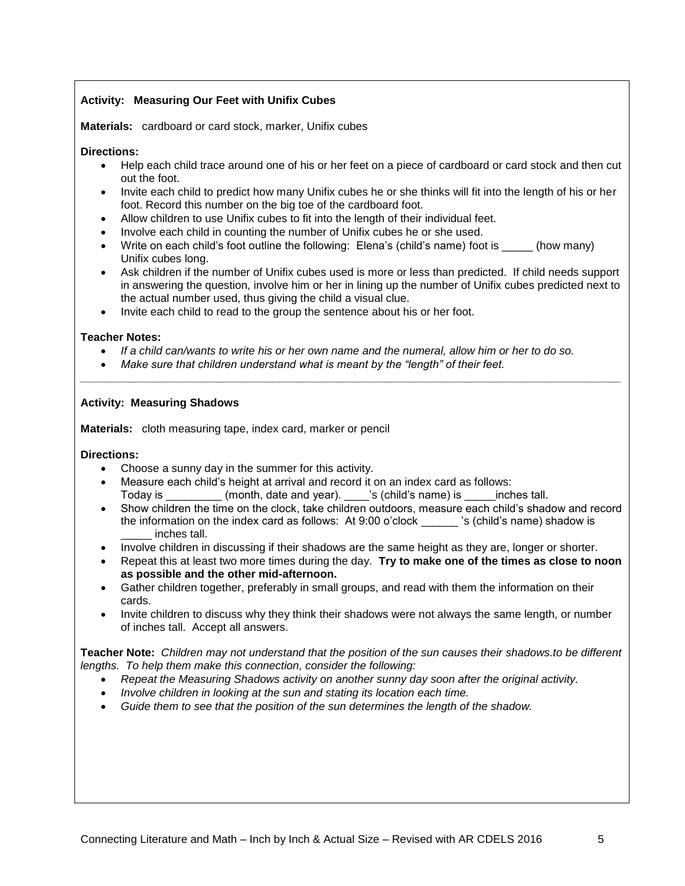**Activity: Measuring Our Feet with Unifix Cubes**

**Materials:** cardboard or card stock, marker, Unifix cubes

**Directions:**

- Help each child trace around one of his or her feet on a piece of cardboard or card stock and then cut out the foot.
- Invite each child to predict how many Unifix cubes he or she thinks will fit into the length of his or her foot. Record this number on the big toe of the cardboard foot.
- Allow children to use Unifix cubes to fit into the length of their individual feet.
- Involve each child in counting the number of Unifix cubes he or she used.
- Write on each child's foot outline the following: Elena's (child's name) foot is _____ (how many) Unifix cubes long.
- Ask children if the number of Unifix cubes used is more or less than predicted. If child needs support in answering the question, involve him or her in lining up the number of Unifix cubes predicted next to the actual number used, thus giving the child a visual clue.
- Invite each child to read to the group the sentence about his or her foot.

**Teacher Notes:**

- *If a child can/wants to write his or her own name and the numeral, allow him or her to do so.*
- *Make sure that children understand what is meant by the "length" of their feet.*

---

**Activity: Measuring Shadows**

**Materials:** cloth measuring tape, index card, marker or pencil

**Directions:**

- Choose a sunny day in the summer for this activity.
- Measure each child's height at arrival and record it on an index card as follows:
  Today is _________ (month, date and year). ____'s (child's name) is _____inches tall.
- Show children the time on the clock, take children outdoors, measure each child's shadow and record the information on the index card as follows: At 9:00 o'clock ______ 's (child's name) shadow is _____ inches tall.
- Involve children in discussing if their shadows are the same height as they are, longer or shorter.
- Repeat this at least two more times during the day. **Try to make one of the times as close to noon as possible and the other mid-afternoon.**
- Gather children together, preferably in small groups, and read with them the information on their cards.
- Invite children to discuss why they think their shadows were not always the same length, or number of inches tall. Accept all answers.

**Teacher Note:** *Children may not understand that the position of the sun causes their shadows.to be different lengths. To help them make this connection, consider the following:*

- *Repeat the Measuring Shadows activity on another sunny day soon after the original activity.*
- *Involve children in looking at the sun and stating its location each time.*
- *Guide them to see that the position of the sun determines the length of the shadow.*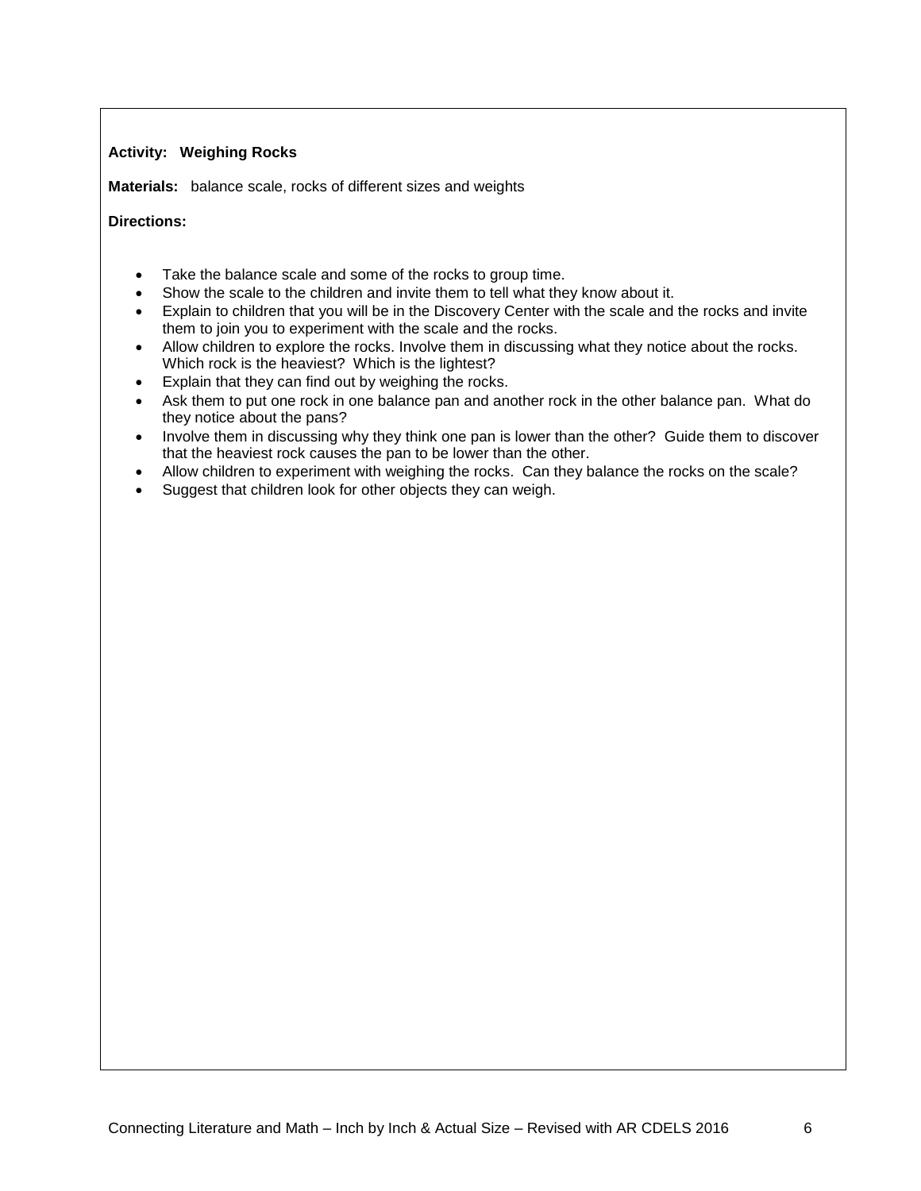**Activity: Weighing Rocks**

**Materials:** balance scale, rocks of different sizes and weights

**Directions:**

- Take the balance scale and some of the rocks to group time.
- Show the scale to the children and invite them to tell what they know about it.
- Explain to children that you will be in the Discovery Center with the scale and the rocks and invite them to join you to experiment with the scale and the rocks.
- Allow children to explore the rocks. Involve them in discussing what they notice about the rocks. Which rock is the heaviest? Which is the lightest?
- Explain that they can find out by weighing the rocks.
- Ask them to put one rock in one balance pan and another rock in the other balance pan. What do they notice about the pans?
- Involve them in discussing why they think one pan is lower than the other? Guide them to discover that the heaviest rock causes the pan to be lower than the other.
- Allow children to experiment with weighing the rocks. Can they balance the rocks on the scale?
- Suggest that children look for other objects they can weigh.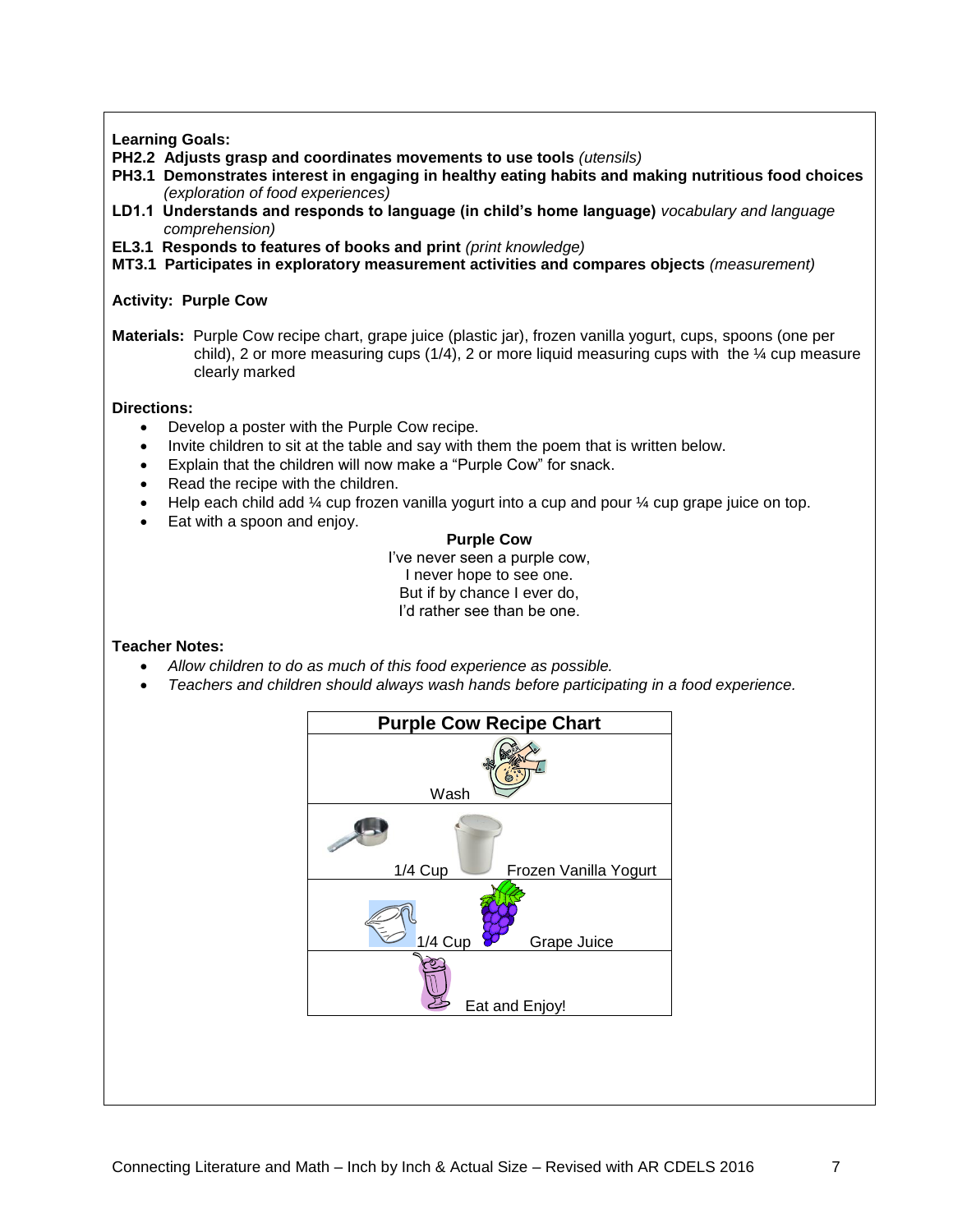**Learning Goals:**

**PH2.2 Adjusts grasp and coordinates movements to use tools** *(utensils)*

**PH3.1 Demonstrates interest in engaging in healthy eating habits and making nutritious food choices** *(exploration of food experiences)*

**LD1.1 Understands and responds to language (in child's home language)** *vocabulary and language comprehension)*

**EL3.1 Responds to features of books and print** *(print knowledge)*

**MT3.1 Participates in exploratory measurement activities and compares objects** *(measurement)*

**Activity: Purple Cow**

**Materials:** Purple Cow recipe chart, grape juice (plastic jar), frozen vanilla yogurt, cups, spoons (one per child), 2 or more measuring cups (1/4), 2 or more liquid measuring cups with the ¼ cup measure clearly marked

**Directions:**

- Develop a poster with the Purple Cow recipe.
- Invite children to sit at the table and say with them the poem that is written below.
- Explain that the children will now make a "Purple Cow" for snack.
- Read the recipe with the children.
- Help each child add ¼ cup frozen vanilla yogurt into a cup and pour ¼ cup grape juice on top.
- Eat with a spoon and enjoy.

**Purple Cow**

I've never seen a purple cow,
I never hope to see one.
But if by chance I ever do,
I'd rather see than be one.

**Teacher Notes:**

- *Allow children to do as much of this food experience as possible.*
- *Teachers and children should always wash hands before participating in a food experience.*

| **Purple Cow Recipe Chart** |
| --- |
| Wash |
| 1/4 Cup Frozen Vanilla Yogurt |
| 1/4 Cup Grape Juice |
| Eat and Enjoy! |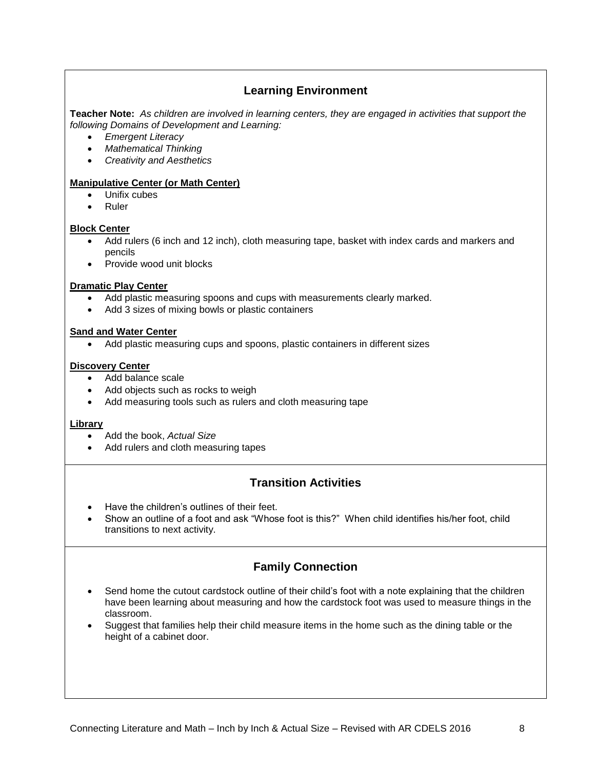## Learning Environment

**Teacher Note:** *As children are involved in learning centers, they are engaged in activities that support the following Domains of Development and Learning:*

- *Emergent Literacy*
- *Mathematical Thinking*
- *Creativity and Aesthetics*

**Manipulative Center (or Math Center)**

- Unifix cubes
- Ruler

**Block Center**

- Add rulers (6 inch and 12 inch), cloth measuring tape, basket with index cards and markers and pencils
- Provide wood unit blocks

**Dramatic Play Center**

- Add plastic measuring spoons and cups with measurements clearly marked.
- Add 3 sizes of mixing bowls or plastic containers

**Sand and Water Center**

- Add plastic measuring cups and spoons, plastic containers in different sizes

**Discovery Center**

- Add balance scale
- Add objects such as rocks to weigh
- Add measuring tools such as rulers and cloth measuring tape

**Library**

- Add the book, *Actual Size*
- Add rulers and cloth measuring tapes

## Transition Activities

- Have the children's outlines of their feet.
- Show an outline of a foot and ask "Whose foot is this?" When child identifies his/her foot, child transitions to next activity.

## Family Connection

- Send home the cutout cardstock outline of their child's foot with a note explaining that the children have been learning about measuring and how the cardstock foot was used to measure things in the classroom.
- Suggest that families help their child measure items in the home such as the dining table or the height of a cabinet door.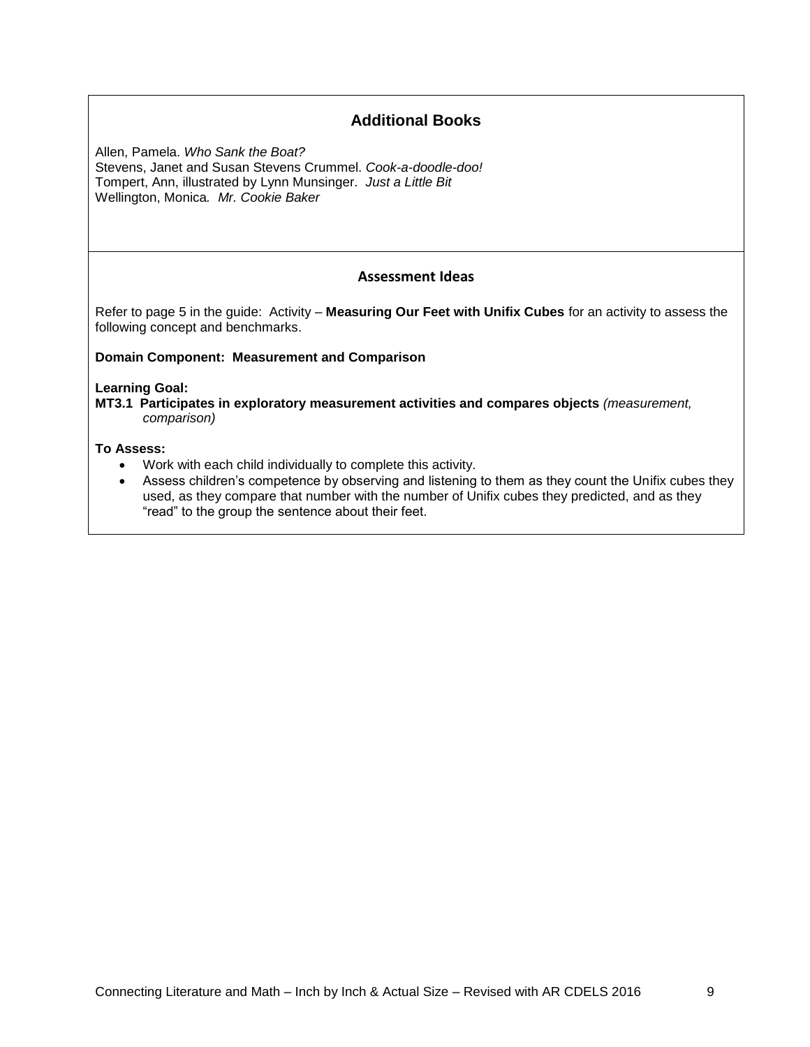## Additional Books

Allen, Pamela. *Who Sank the Boat?*
Stevens, Janet and Susan Stevens Crummel. *Cook-a-doodle-doo!*
Tompert, Ann, illustrated by Lynn Munsinger. *Just a Little Bit*
Wellington, Monica*. Mr. Cookie Baker*

## Assessment Ideas

Refer to page 5 in the guide: Activity – **Measuring Our Feet with Unifix Cubes** for an activity to assess the following concept and benchmarks.

**Domain Component: Measurement and Comparison**

**Learning Goal:**
**MT3.1 Participates in exploratory measurement activities and compares objects** *(measurement, comparison)*

**To Assess:**

- Work with each child individually to complete this activity.
- Assess children's competence by observing and listening to them as they count the Unifix cubes they used, as they compare that number with the number of Unifix cubes they predicted, and as they "read" to the group the sentence about their feet.